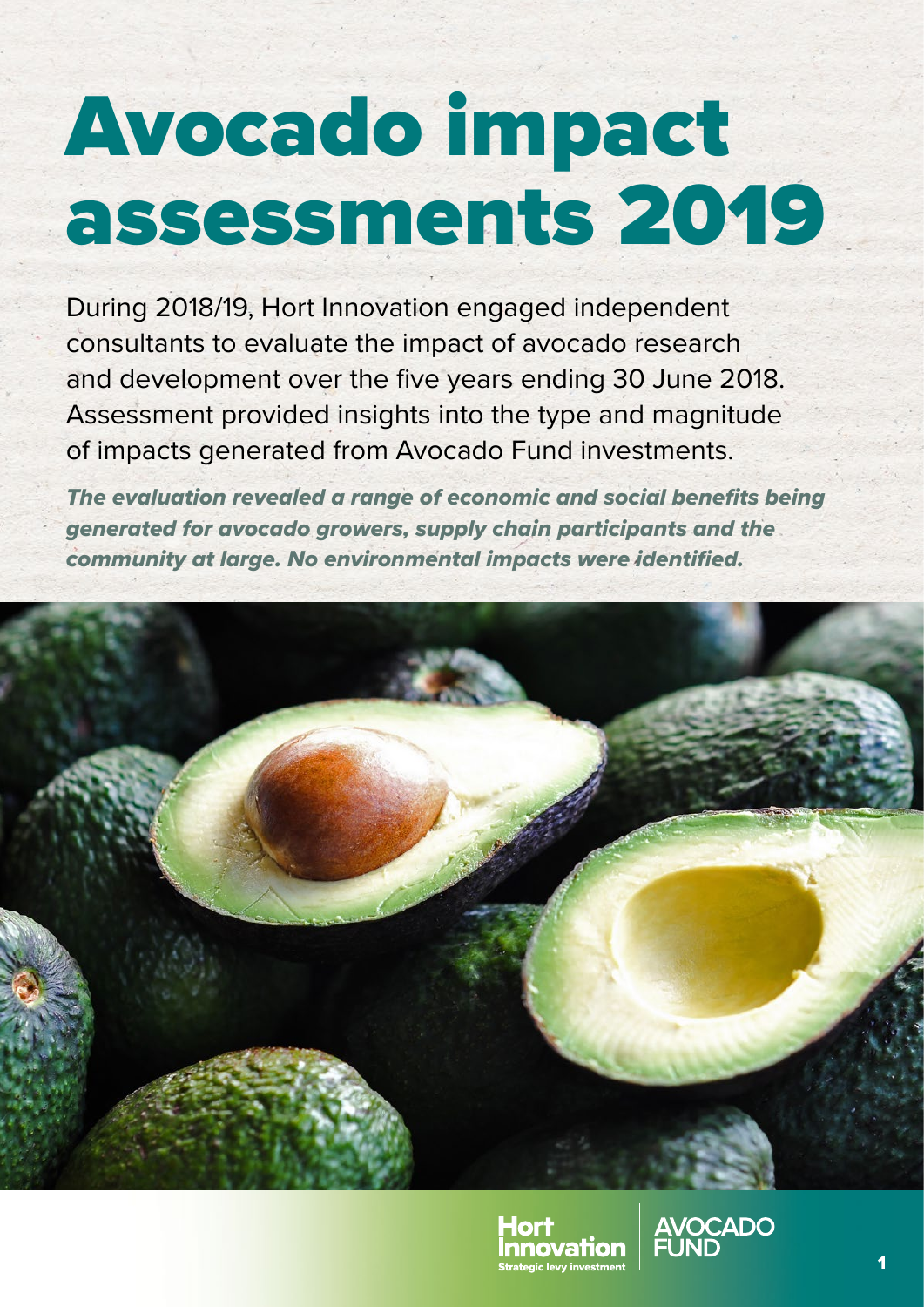# Avocado impact assessments 2019

During 2018/19, Hort Innovation engaged independent consultants to evaluate the impact of avocado research and development over the five years ending 30 June 2018. Assessment provided insights into the type and magnitude of impacts generated from Avocado Fund investments.

***The evaluation revealed a range of economic and social benefits being generated for avocado growers, supply chain participants and the community at large. No environmental impacts were identified.***

Hort Innovation
Strategic levy investment

AVOCADO FUND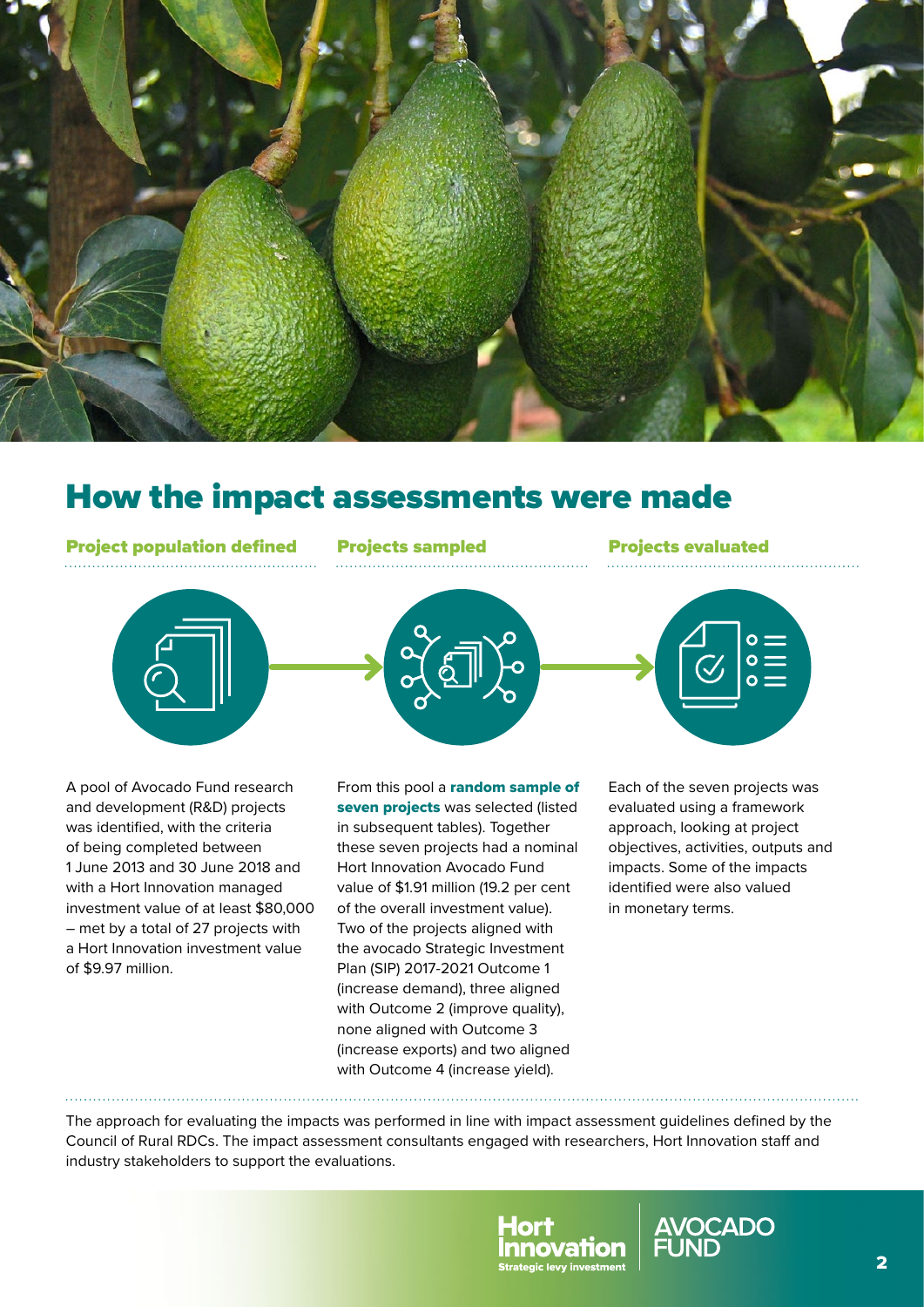## How the impact assessments were made

### Project population defined

A pool of Avocado Fund research and development (R&D) projects was identified, with the criteria of being completed between 1 June 2013 and 30 June 2018 and with a Hort Innovation managed investment value of at least $80,000 – met by a total of 27 projects with a Hort Innovation investment value of $9.97 million.

### Projects sampled

From this pool a **random sample of seven projects** was selected (listed in subsequent tables). Together these seven projects had a nominal Hort Innovation Avocado Fund value of $1.91 million (19.2 per cent of the overall investment value). Two of the projects aligned with the avocado Strategic Investment Plan (SIP) 2017-2021 Outcome 1 (increase demand), three aligned with Outcome 2 (improve quality), none aligned with Outcome 3 (increase exports) and two aligned with Outcome 4 (increase yield).

### Projects evaluated

Each of the seven projects was evaluated using a framework approach, looking at project objectives, activities, outputs and impacts. Some of the impacts identified were also valued in monetary terms.

The approach for evaluating the impacts was performed in line with impact assessment guidelines defined by the Council of Rural RDCs. The impact assessment consultants engaged with researchers, Hort Innovation staff and industry stakeholders to support the evaluations.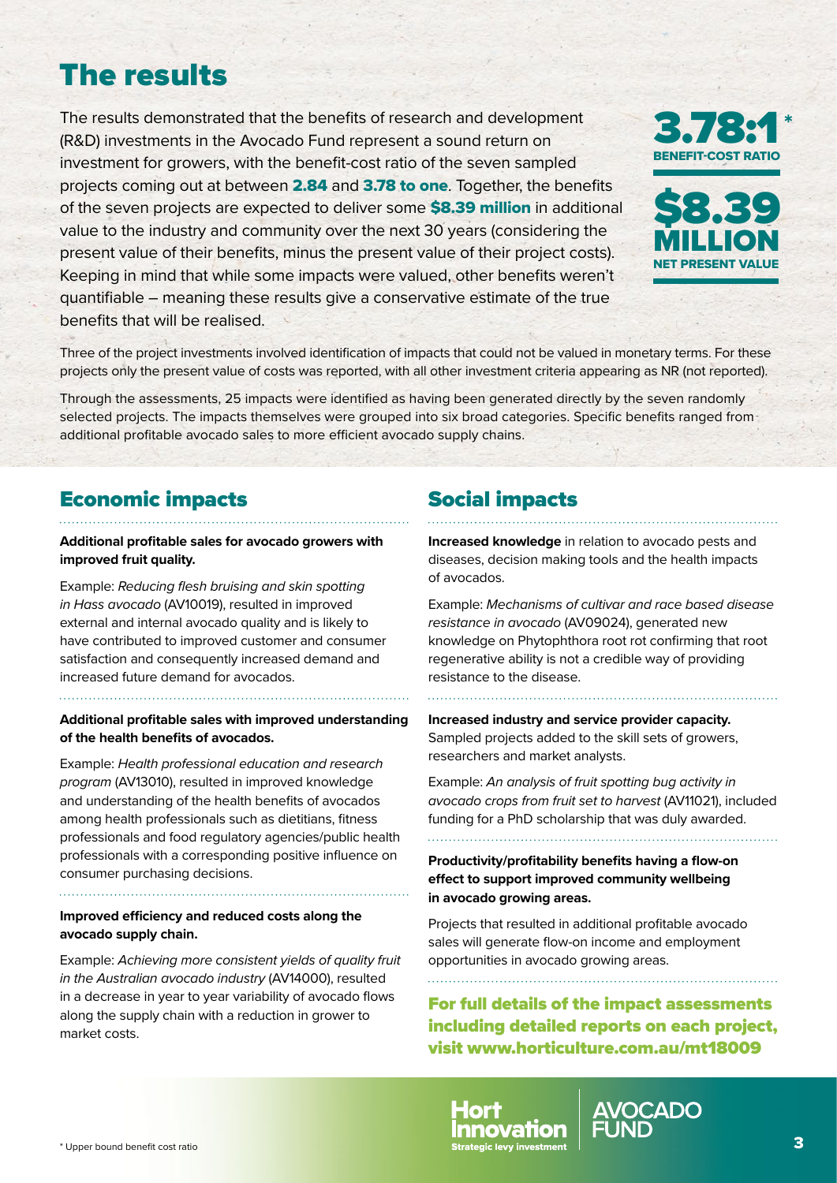# The results

The results demonstrated that the benefits of research and development (R&D) investments in the Avocado Fund represent a sound return on investment for growers, with the benefit-cost ratio of the seven sampled projects coming out at between **2.84** and **3.78 to one**. Together, the benefits of the seven projects are expected to deliver some **$8.39 million** in additional value to the industry and community over the next 30 years (considering the present value of their benefits, minus the present value of their project costs). Keeping in mind that while some impacts were valued, other benefits weren't quantifiable – meaning these results give a conservative estimate of the true benefits that will be realised.

**3.78:1***
**BENEFIT-COST RATIO**

**$8.39 MILLION**
**NET PRESENT VALUE**

Three of the project investments involved identification of impacts that could not be valued in monetary terms. For these projects only the present value of costs was reported, with all other investment criteria appearing as NR (not reported).

Through the assessments, 25 impacts were identified as having been generated directly by the seven randomly selected projects. The impacts themselves were grouped into six broad categories. Specific benefits ranged from additional profitable avocado sales to more efficient avocado supply chains.

## Economic impacts

**Additional profitable sales for avocado growers with improved fruit quality.**

Example: *Reducing flesh bruising and skin spotting in Hass avocado* (AV10019), resulted in improved external and internal avocado quality and is likely to have contributed to improved customer and consumer satisfaction and consequently increased demand and increased future demand for avocados.

**Additional profitable sales with improved understanding of the health benefits of avocados.**

Example: *Health professional education and research program* (AV13010), resulted in improved knowledge and understanding of the health benefits of avocados among health professionals such as dietitians, fitness professionals and food regulatory agencies/public health professionals with a corresponding positive influence on consumer purchasing decisions.

**Improved efficiency and reduced costs along the avocado supply chain.**

Example: *Achieving more consistent yields of quality fruit in the Australian avocado industry* (AV14000), resulted in a decrease in year to year variability of avocado flows along the supply chain with a reduction in grower to market costs.

## Social impacts

**Increased knowledge** in relation to avocado pests and diseases, decision making tools and the health impacts of avocados.

Example: *Mechanisms of cultivar and race based disease resistance in avocado* (AV09024), generated new knowledge on Phytophthora root rot confirming that root regenerative ability is not a credible way of providing resistance to the disease.

**Increased industry and service provider capacity.** Sampled projects added to the skill sets of growers, researchers and market analysts.

Example: *An analysis of fruit spotting bug activity in avocado crops from fruit set to harvest* (AV11021), included funding for a PhD scholarship that was duly awarded.

**Productivity/profitability benefits having a flow-on effect to support improved community wellbeing in avocado growing areas.**

Projects that resulted in additional profitable avocado sales will generate flow-on income and employment opportunities in avocado growing areas.

**For full details of the impact assessments including detailed reports on each project, visit www.horticulture.com.au/mt18009**

Hort Innovation Strategic levy investment | AVOCADO FUND

* Upper bound benefit cost ratio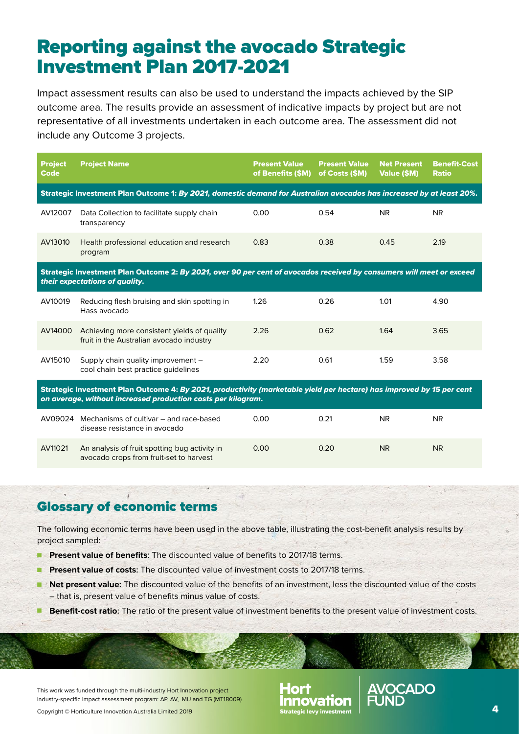# Reporting against the avocado Strategic Investment Plan 2017-2021

Impact assessment results can also be used to understand the impacts achieved by the SIP outcome area. The results provide an assessment of indicative impacts by project but are not representative of all investments undertaken in each outcome area. The assessment did not include any Outcome 3 projects.

| Project Code | Project Name | Present Value of Benefits ($M) | Present Value of Costs ($M) | Net Present Value ($M) | Benefit-Cost Ratio |
|---|---|---|---|---|---|
| **Strategic Investment Plan Outcome 1:** ***By 2021, domestic demand for Australian avocados has increased by at least 20%.*** | | | | | |
| AV12007 | Data Collection to facilitate supply chain transparency | 0.00 | 0.54 | NR | NR |
| AV13010 | Health professional education and research program | 0.83 | 0.38 | 0.45 | 2.19 |
| **Strategic Investment Plan Outcome 2:** ***By 2021, over 90 per cent of avocados received by consumers will meet or exceed their expectations of quality.*** | | | | | |
| AV10019 | Reducing flesh bruising and skin spotting in Hass avocado | 1.26 | 0.26 | 1.01 | 4.90 |
| AV14000 | Achieving more consistent yields of quality fruit in the Australian avocado industry | 2.26 | 0.62 | 1.64 | 3.65 |
| AV15010 | Supply chain quality improvement – cool chain best practice guidelines | 2.20 | 0.61 | 1.59 | 3.58 |
| **Strategic Investment Plan Outcome 4:** ***By 2021, productivity (marketable yield per hectare) has improved by 15 per cent on average, without increased production costs per kilogram.*** | | | | | |
| AV09024 | Mechanisms of cultivar – and race-based disease resistance in avocado | 0.00 | 0.21 | NR | NR |
| AV11021 | An analysis of fruit spotting bug activity in avocado crops from fruit-set to harvest | 0.00 | 0.20 | NR | NR |

## Glossary of economic terms

The following economic terms have been used in the above table, illustrating the cost-benefit analysis results by project sampled:

- **Present value of benefits**: The discounted value of benefits to 2017/18 terms.
- **Present value of costs:** The discounted value of investment costs to 2017/18 terms.
- **Net present value:** The discounted value of the benefits of an investment, less the discounted value of the costs – that is, present value of benefits minus value of costs.
- **Benefit-cost ratio:** The ratio of the present value of investment benefits to the present value of investment costs.

This work was funded through the multi-industry Hort Innovation project Industry-specific impact assessment program: AP, AV, MU and TG (MT18009)

Copyright © Horticulture Innovation Australia Limited 2019

Hort Innovation
Strategic levy investment

AVOCADO FUND